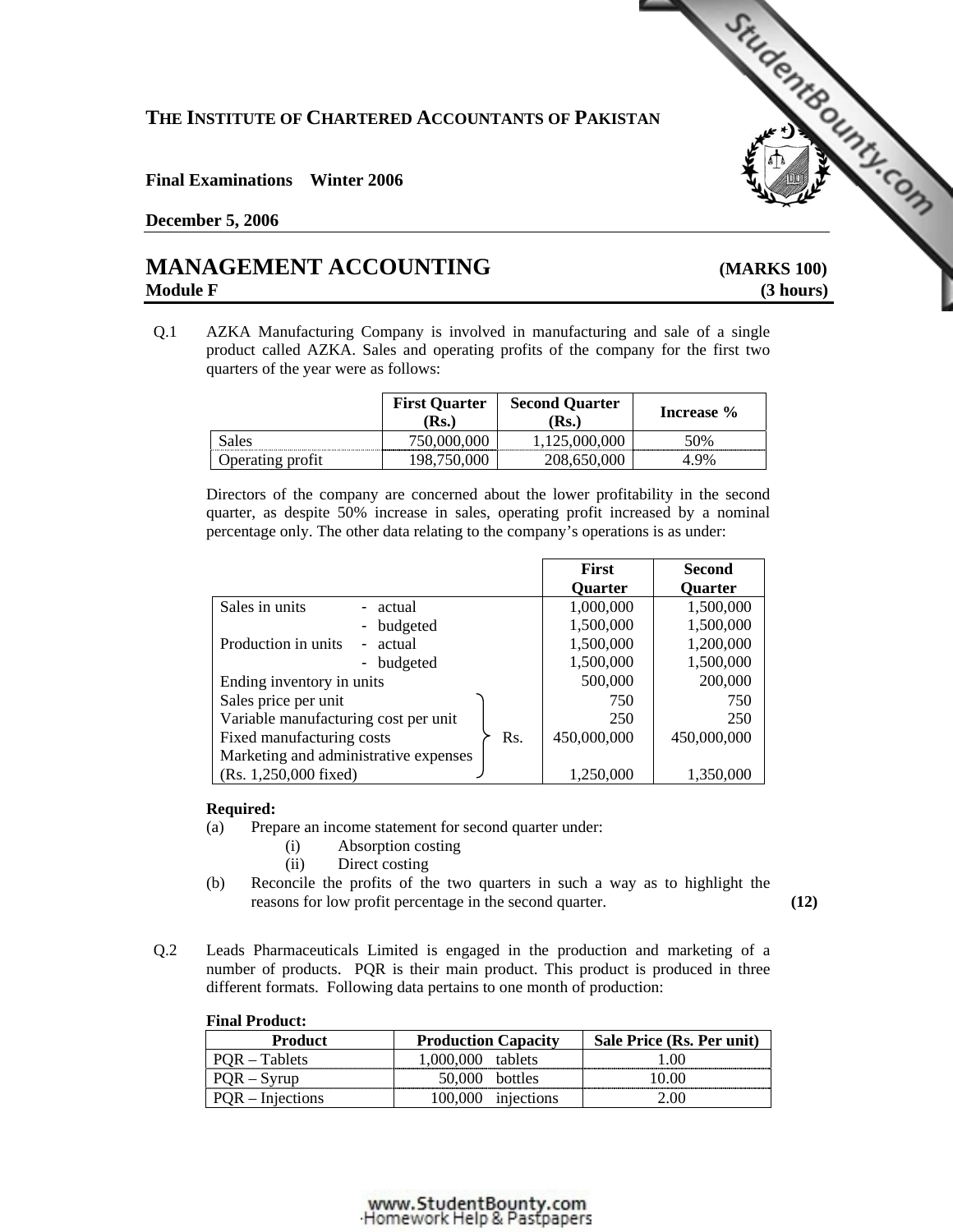**THE INSTITUTE OF CHARTERED ACCOUNTANTS OF PAKISTAN**

**Final Examinations Winter 2006**

**December 5, 2006**

# MANAGEMENT ACCOUNTING (MARKS 100)

**Module F (3 hours)**

Q.1 AZKA Manufacturing Company is involved in manufacturing and sale of a single product called AZKA. Sales and operating profits of the company for the first two quarters of the year were as follows:

| | First Quarter (Rs.) | Second Quarter (Rs.) | Increase % |
|---|---|---|---|
| Sales | 750,000,000 | 1,125,000,000 | 50% |
| Operating profit | 198,750,000 | 208,650,000 | 4.9% |

Directors of the company are concerned about the lower profitability in the second quarter, as despite 50% increase in sales, operating profit increased by a nominal percentage only. The other data relating to the company's operations is as under:

| | | First Quarter | Second Quarter |
|---|---|---|---|
| Sales in units | - actual | 1,000,000 | 1,500,000 |
| | - budgeted | 1,500,000 | 1,500,000 |
| Production in units | - actual | 1,500,000 | 1,200,000 |
| | - budgeted | 1,500,000 | 1,500,000 |
| Ending inventory in units | | 500,000 | 200,000 |
| Sales price per unit | Rs. | 750 | 750 |
| Variable manufacturing cost per unit | Rs. | 250 | 250 |
| Fixed manufacturing costs | Rs. | 450,000,000 | 450,000,000 |
| Marketing and administrative expenses (Rs. 1,250,000 fixed) | Rs. | 1,250,000 | 1,350,000 |

**Required:**

(a) Prepare an income statement for second quarter under:

 (i) Absorption costing

 (ii) Direct costing

(b) Reconcile the profits of the two quarters in such a way as to highlight the reasons for low profit percentage in the second quarter. **(12)**

Q.2 Leads Pharmaceuticals Limited is engaged in the production and marketing of a number of products. PQR is their main product. This product is produced in three different formats. Following data pertains to one month of production:

**Final Product:**

| Product | Production Capacity | Sale Price (Rs. Per unit) |
|---|---|---|
| PQR – Tablets | 1,000,000 tablets | 1.00 |
| PQR – Syrup | 50,000 bottles | 10.00 |
| PQR – Injections | 100,000 injections | 2.00 |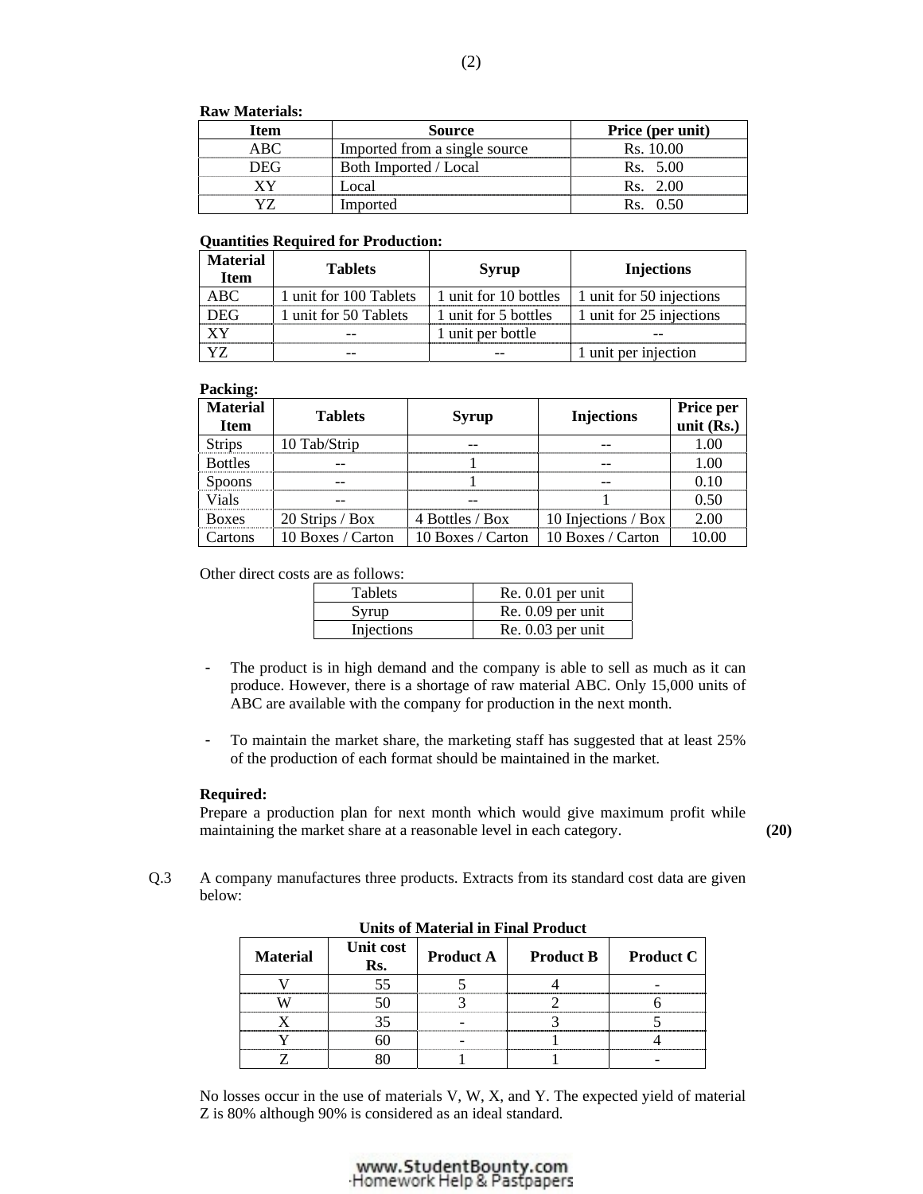**Raw Materials:**

| Item | Source | Price (per unit) |
|---|---|---|
| ABC | Imported from a single source | Rs. 10.00 |
| DEG | Both Imported / Local | Rs. 5.00 |
| XY | Local | Rs. 2.00 |
| YZ | Imported | Rs. 0.50 |

**Quantities Required for Production:**

| Material Item | Tablets | Syrup | Injections |
|---|---|---|---|
| ABC | 1 unit for 100 Tablets | 1 unit for 10 bottles | 1 unit for 50 injections |
| DEG | 1 unit for 50 Tablets | 1 unit for 5 bottles | 1 unit for 25 injections |
| XY | -- | 1 unit per bottle | -- |
| YZ | -- | -- | 1 unit per injection |

**Packing:**

| Material Item | Tablets | Syrup | Injections | Price per unit (Rs.) |
|---|---|---|---|---|
| Strips | 10 Tab/Strip | -- | -- | 1.00 |
| Bottles | -- | 1 | -- | 1.00 |
| Spoons | -- | 1 | -- | 0.10 |
| Vials | -- | -- | 1 | 0.50 |
| Boxes | 20 Strips / Box | 4 Bottles / Box | 10 Injections / Box | 2.00 |
| Cartons | 10 Boxes / Carton | 10 Boxes / Carton | 10 Boxes / Carton | 10.00 |

Other direct costs are as follows:

| | |
|---|---|
| Tablets | Re. 0.01 per unit |
| Syrup | Re. 0.09 per unit |
| Injections | Re. 0.03 per unit |

- The product is in high demand and the company is able to sell as much as it can produce. However, there is a shortage of raw material ABC. Only 15,000 units of ABC are available with the company for production in the next month.

- To maintain the market share, the marketing staff has suggested that at least 25% of the production of each format should be maintained in the market.

**Required:**

Prepare a production plan for next month which would give maximum profit while maintaining the market share at a reasonable level in each category. **(20)**

Q.3 A company manufactures three products. Extracts from its standard cost data are given below:

**Units of Material in Final Product**

| Material | Unit cost Rs. | Product A | Product B | Product C |
|---|---|---|---|---|
| V | 55 | 5 | 4 | - |
| W | 50 | 3 | 2 | 6 |
| X | 35 | - | 3 | 5 |
| Y | 60 | - | 1 | 4 |
| Z | 80 | 1 | 1 | - |

No losses occur in the use of materials V, W, X, and Y. The expected yield of material Z is 80% although 90% is considered as an ideal standard.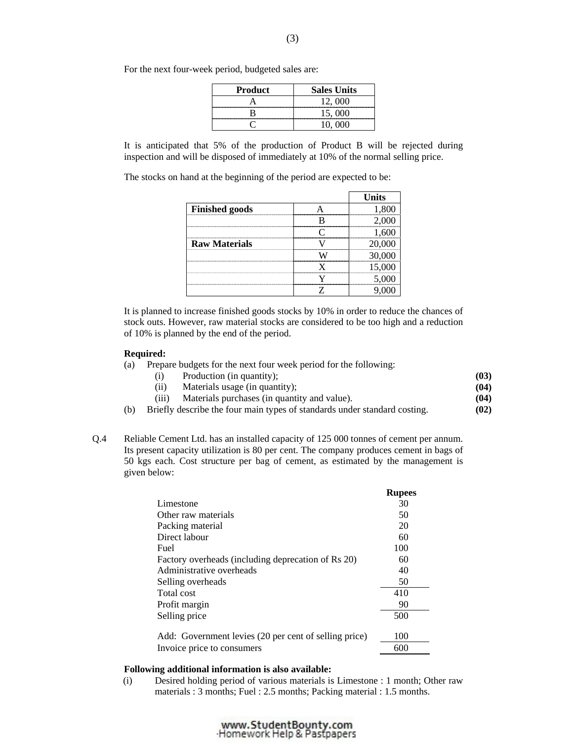For the next four-week period, budgeted sales are:

| Product | Sales Units |
|---|---|
| A | 12, 000 |
| B | 15, 000 |
| C | 10, 000 |

It is anticipated that 5% of the production of Product B will be rejected during inspection and will be disposed of immediately at 10% of the normal selling price.

The stocks on hand at the beginning of the period are expected to be:

| | | Units |
|---|---|---|
| **Finished goods** | A | 1,800 |
| | B | 2,000 |
| | C | 1,600 |
| **Raw Materials** | V | 20,000 |
| | W | 30,000 |
| | X | 15,000 |
| | Y | 5,000 |
| | Z | 9,000 |

It is planned to increase finished goods stocks by 10% in order to reduce the chances of stock outs. However, raw material stocks are considered to be too high and a reduction of 10% is planned by the end of the period.

**Required:**

(a) Prepare budgets for the next four week period for the following:

- (i) Production (in quantity); **(03)**
- (ii) Materials usage (in quantity); **(04)**
- (iii) Materials purchases (in quantity and value). **(04)**

(b) Briefly describe the four main types of standards under standard costing. **(02)**

Q.4 Reliable Cement Ltd. has an installed capacity of 125 000 tonnes of cement per annum. Its present capacity utilization is 80 per cent. The company produces cement in bags of 50 kgs each. Cost structure per bag of cement, as estimated by the management is given below:

| | Rupees |
|---|---|
| Limestone | 30 |
| Other raw materials | 50 |
| Packing material | 20 |
| Direct labour | 60 |
| Fuel | 100 |
| Factory overheads (including deprecation of Rs 20) | 60 |
| Administrative overheads | 40 |
| Selling overheads | 50 |
| Total cost | 410 |
| Profit margin | 90 |
| Selling price | 500 |
| | |
| Add: Government levies (20 per cent of selling price) | 100 |
| Invoice price to consumers | 600 |

**Following additional information is also available:**

(i) Desired holding period of various materials is Limestone : 1 month; Other raw materials : 3 months; Fuel : 2.5 months; Packing material : 1.5 months.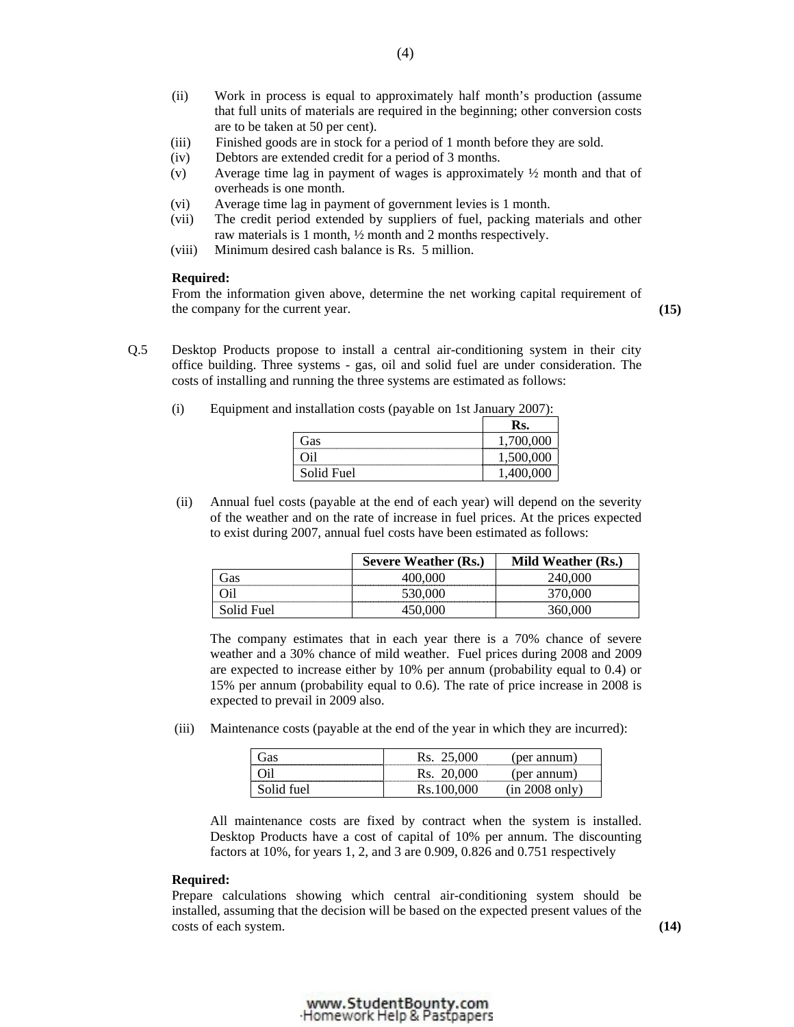(ii) Work in process is equal to approximately half month's production (assume that full units of materials are required in the beginning; other conversion costs are to be taken at 50 per cent).

(iii) Finished goods are in stock for a period of 1 month before they are sold.

(iv) Debtors are extended credit for a period of 3 months.

(v) Average time lag in payment of wages is approximately ½ month and that of overheads is one month.

(vi) Average time lag in payment of government levies is 1 month.

(vii) The credit period extended by suppliers of fuel, packing materials and other raw materials is 1 month, ½ month and 2 months respectively.

(viii) Minimum desired cash balance is Rs. 5 million.

**Required:**

From the information given above, determine the net working capital requirement of the company for the current year. **(15)**

Q.5 Desktop Products propose to install a central air-conditioning system in their city office building. Three systems - gas, oil and solid fuel are under consideration. The costs of installing and running the three systems are estimated as follows:

(i) Equipment and installation costs (payable on 1st January 2007):

| | Rs. |
|---|---|
| Gas | 1,700,000 |
| Oil | 1,500,000 |
| Solid Fuel | 1,400,000 |

(ii) Annual fuel costs (payable at the end of each year) will depend on the severity of the weather and on the rate of increase in fuel prices. At the prices expected to exist during 2007, annual fuel costs have been estimated as follows:

| | Severe Weather (Rs.) | Mild Weather (Rs.) |
|---|---|---|
| Gas | 400,000 | 240,000 |
| Oil | 530,000 | 370,000 |
| Solid Fuel | 450,000 | 360,000 |

The company estimates that in each year there is a 70% chance of severe weather and a 30% chance of mild weather. Fuel prices during 2008 and 2009 are expected to increase either by 10% per annum (probability equal to 0.4) or 15% per annum (probability equal to 0.6). The rate of price increase in 2008 is expected to prevail in 2009 also.

(iii) Maintenance costs (payable at the end of the year in which they are incurred):

| | | |
|---|---|---|
| Gas | Rs. 25,000 | (per annum) |
| Oil | Rs. 20,000 | (per annum) |
| Solid fuel | Rs.100,000 | (in 2008 only) |

All maintenance costs are fixed by contract when the system is installed. Desktop Products have a cost of capital of 10% per annum. The discounting factors at 10%, for years 1, 2, and 3 are 0.909, 0.826 and 0.751 respectively

**Required:**

Prepare calculations showing which central air-conditioning system should be installed, assuming that the decision will be based on the expected present values of the costs of each system. **(14)**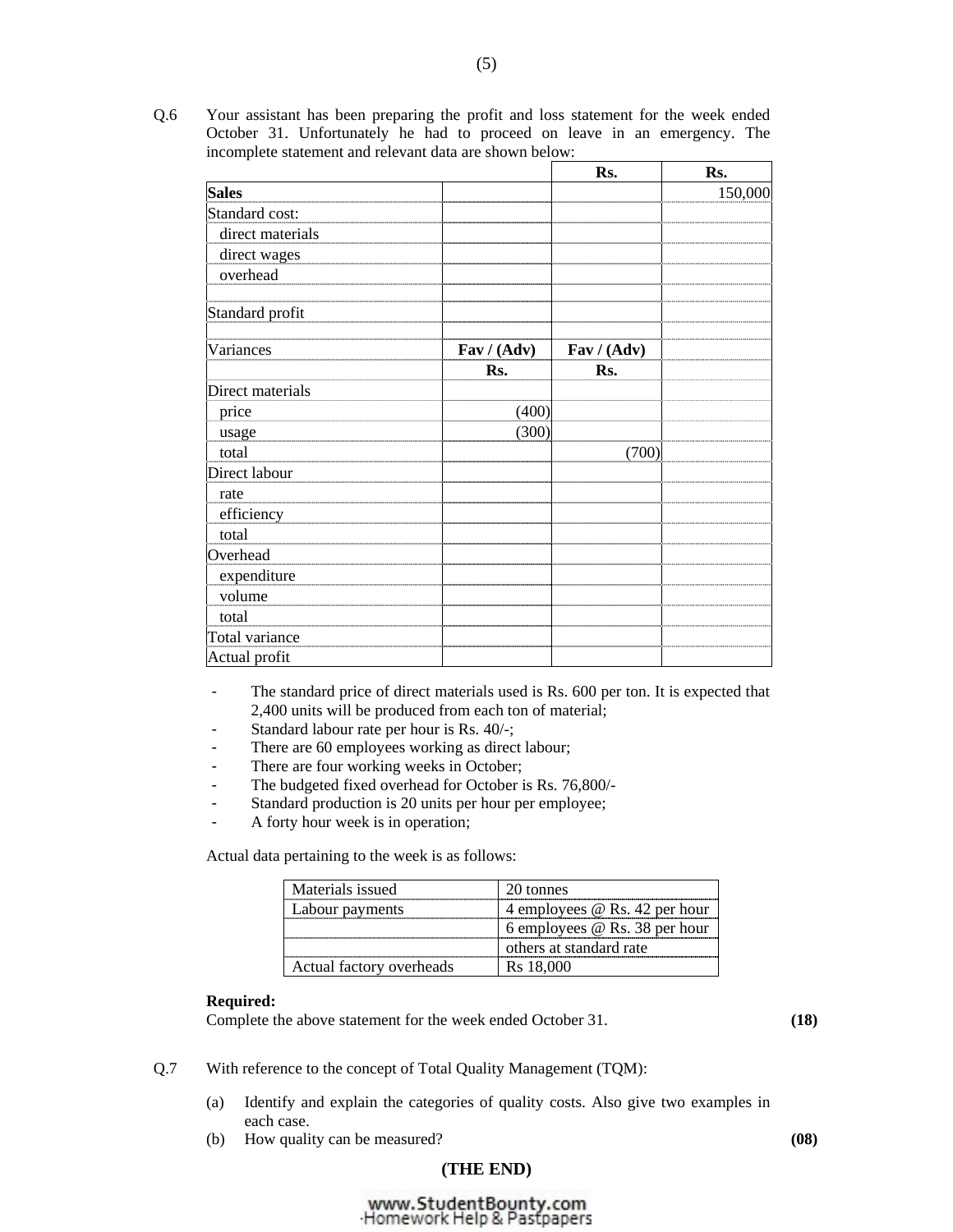Q.6 Your assistant has been preparing the profit and loss statement for the week ended October 31. Unfortunately he had to proceed on leave in an emergency. The incomplete statement and relevant data are shown below:

| | | Rs. | Rs. |
|---|---|---|---|
| **Sales** | | | 150,000 |
| Standard cost: | | | |
| direct materials | | | |
| direct wages | | | |
| overhead | | | |
| | | | |
| Standard profit | | | |
| | | | |
| Variances | **Fav / (Adv)** | **Fav / (Adv)** | |
| | **Rs.** | **Rs.** | |
| Direct materials | | | |
| price | (400) | | |
| usage | (300) | | |
| total | | (700) | |
| Direct labour | | | |
| rate | | | |
| efficiency | | | |
| total | | | |
| Overhead | | | |
| expenditure | | | |
| volume | | | |
| total | | | |
| Total variance | | | |
| Actual profit | | | |

- The standard price of direct materials used is Rs. 600 per ton. It is expected that 2,400 units will be produced from each ton of material;
- Standard labour rate per hour is Rs. 40/-;
- There are 60 employees working as direct labour;
- There are four working weeks in October;
- The budgeted fixed overhead for October is Rs. 76,800/-
- Standard production is 20 units per hour per employee;
- A forty hour week is in operation;

Actual data pertaining to the week is as follows:

| | |
|---|---|
| Materials issued | 20 tonnes |
| Labour payments | 4 employees @ Rs. 42 per hour |
| | 6 employees @ Rs. 38 per hour |
| | others at standard rate |
| Actual factory overheads | Rs 18,000 |

**Required:**

Complete the above statement for the week ended October 31. **(18)**

Q.7 With reference to the concept of Total Quality Management (TQM):

(a) Identify and explain the categories of quality costs. Also give two examples in each case.

(b) How quality can be measured? **(08)**

**(THE END)**